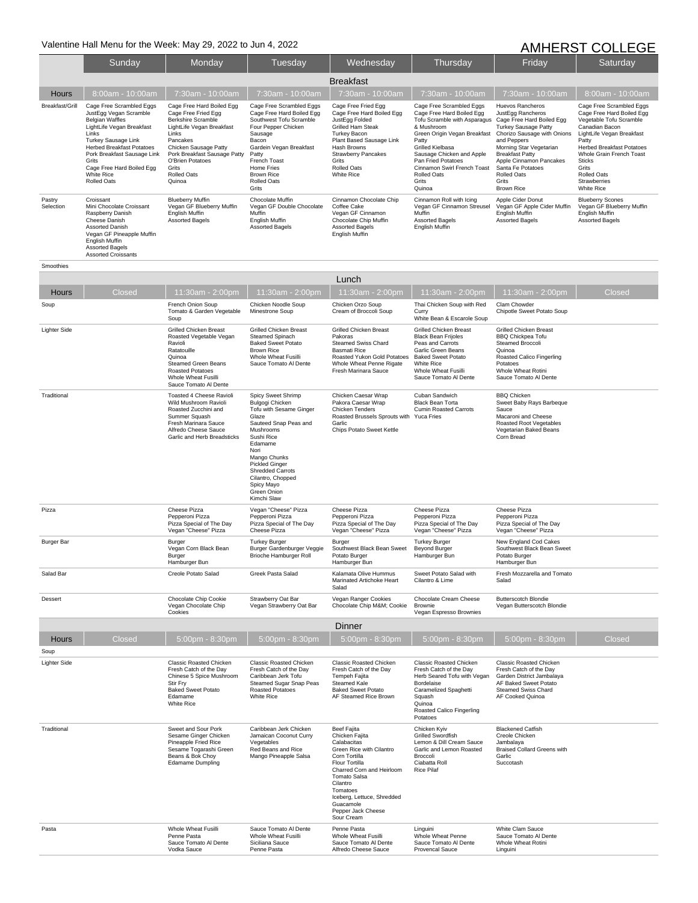# Valentine Hall Menu for the Week: May 29, 2022 to Jun 4, 2022

AMHERST COLLEGE

| | Sunday | Monday | Tuesday | Wednesday | Thursday | Friday | Saturday |
|---|---|---|---|---|---|---|---|
| **Breakfast** | | | | | | | |
| Hours | 8:00am - 10:00am | 7:30am - 10:00am | 7:30am - 10:00am | 7:30am - 10:00am | 7:30am - 10:00am | 7:30am - 10:00am | 8:00am - 10:00am |
| Breakfast/Grill | Cage Free Scrambled Eggs<br>JustEgg Vegan Scramble<br>Belgian Waffles<br>LightLife Vegan Breakfast Links<br>Turkey Sausage Link<br>Herbed Breakfast Potatoes<br>Pork Breakfast Sausage Link<br>Grits<br>Cage Free Hard Boiled Egg<br>White Rice<br>Rolled Oats | Cage Free Hard Boiled Egg<br>Cage Free Fried Egg<br>Berkshire Scramble<br>LightLife Vegan Breakfast Links<br>Pancakes<br>Chicken Sausage Patty<br>Pork Breakfast Sausage Patty<br>O'Brien Potatoes<br>Grits<br>Rolled Oats<br>Quinoa | Cage Free Scrambled Eggs<br>Cage Free Hard Boiled Egg<br>Southwest Tofu Scramble<br>Four Pepper Chicken Sausage<br>Bacon<br>Gardein Vegan Breakfast Patty<br>French Toast<br>Home Fries<br>Brown Rice<br>Rolled Oats<br>Grits | Cage Free Fried Egg<br>Cage Free Hard Boiled Egg<br>JustEgg Folded<br>Grilled Ham Steak<br>Turkey Bacon<br>Plant Based Sausage Link<br>Hash Browns<br>Strawberry Pancakes<br>Grits<br>Rolled Oats<br>White Rice | Cage Free Scrambled Eggs<br>Cage Free Hard Boiled Egg<br>Tofu Scramble with Asparagus & Mushroom<br>Green Origin Vegan Breakfast Patty<br>Grilled Kielbasa<br>Sausage Chicken and Apple<br>Pan Fried Potatoes<br>Cinnamon Swirl French Toast<br>Rolled Oats<br>Grits<br>Quinoa | Huevos Rancheros<br>JustEgg Rancheros<br>Cage Free Hard Boiled Egg<br>Turkey Sausage Patty<br>Chorizo Sausage with Onions and Peppers<br>Morning Star Vegetarian Breakfast Patty<br>Apple Cinnamon Pancakes<br>Santa Fe Potatoes<br>Rolled Oats<br>Grits<br>Brown Rice | Cage Free Scrambled Eggs<br>Cage Free Hard Boiled Egg<br>Vegetable Tofu Scramble<br>Canadian Bacon<br>LightLife Vegan Breakfast Patty<br>Herbed Breakfast Potatoes<br>Whole Grain French Toast Sticks<br>Grits<br>Rolled Oats<br>Strawberries<br>White Rice |
| Pastry Selection | Croissant<br>Mini Chocolate Croissant<br>Raspberry Danish<br>Cheese Danish<br>Assorted Danish<br>Vegan GF Pineapple Muffin<br>English Muffin<br>Assorted Bagels<br>Assorted Croissants | Blueberry Muffin<br>Vegan GF Blueberry Muffin<br>English Muffin<br>Assorted Bagels | Chocolate Muffin<br>Vegan GF Double Chocolate Muffin<br>English Muffin<br>Assorted Bagels | Cinnamon Chocolate Chip Coffee Cake<br>Vegan GF Cinnamon Chocolate Chip Muffin<br>Assorted Bagels<br>English Muffin | Cinnamon Roll with Icing<br>Vegan GF Cinnamon Streusel Muffin<br>Assorted Bagels<br>English Muffin | Apple Cider Donut<br>Vegan GF Apple Cider Muffin<br>English Muffin<br>Assorted Bagels | Blueberry Scones<br>Vegan GF Blueberry Muffin<br>English Muffin<br>Assorted Bagels |
| Smoothies | | | | | | | |
| **Lunch** | | | | | | | |
| Hours | Closed | 11:30am - 2:00pm | 11:30am - 2:00pm | 11:30am - 2:00pm | 11:30am - 2:00pm | 11:30am - 2:00pm | Closed |
| Soup | | French Onion Soup<br>Tomato & Garden Vegetable Soup | Chicken Noodle Soup<br>Minestrone Soup | Chicken Orzo Soup<br>Cream of Broccoli Soup | Thai Chicken Soup with Red Curry<br>White Bean & Escarole Soup | Clam Chowder<br>Chipotle Sweet Potato Soup | |
| Lighter Side | | Grilled Chicken Breast<br>Roasted Vegetable Vegan Ravioli<br>Ratatouille<br>Quinoa<br>Steamed Green Beans<br>Roasted Potatoes<br>Whole Wheat Fusilli<br>Sauce Tomato Al Dente | Grilled Chicken Breast<br>Steamed Spinach<br>Baked Sweet Potato<br>Brown Rice<br>Whole Wheat Fusilli<br>Sauce Tomato Al Dente | Grilled Chicken Breast<br>Pakoras<br>Steamed Swiss Chard<br>Basmati Rice<br>Roasted Yukon Gold Potatoes<br>Whole Wheat Penne Rigate<br>Fresh Marinara Sauce | Grilled Chicken Breast<br>Black Bean Frijoles<br>Peas and Carrots<br>Garlic Green Beans<br>Baked Sweet Potato<br>White Rice<br>Whole Wheat Fusilli<br>Sauce Tomato Al Dente | Grilled Chicken Breast<br>BBQ Chickpea Tofu<br>Steamed Broccoli<br>Quinoa<br>Roasted Calico Fingerling Potatoes<br>Whole Wheat Rotini<br>Sauce Tomato Al Dente | |
| Traditional | | Toasted 4 Cheese Ravioli<br>Wild Mushroom Ravioli<br>Roasted Zucchini and Summer Squash<br>Fresh Marinara Sauce<br>Alfredo Cheese Sauce<br>Garlic and Herb Breadsticks | Spicy Sweet Shrimp<br>Bulgogi Chicken<br>Tofu with Sesame Ginger Glaze<br>Sauteed Snap Peas and Mushrooms<br>Sushi Rice<br>Edamame<br>Nori<br>Mango Chunks<br>Pickled Ginger<br>Shredded Carrots<br>Cilantro, Chopped<br>Spicy Mayo<br>Green Onion<br>Kimchi Slaw | Chicken Caesar Wrap<br>Pakora Caesar Wrap<br>Chicken Tenders<br>Roasted Brussels Sprouts with Garlic<br>Chips Potato Sweet Kettle | Cuban Sandwich<br>Black Bean Torta<br>Cumin Roasted Carrots<br>Yuca Fries | BBQ Chicken<br>Sweet Baby Rays Barbeque Sauce<br>Macaroni and Cheese<br>Roasted Root Vegetables<br>Vegetarian Baked Beans<br>Corn Bread | |
| Pizza | | Cheese Pizza<br>Pepperoni Pizza<br>Pizza Special of The Day<br>Vegan "Cheese" Pizza | Vegan "Cheese" Pizza<br>Pepperoni Pizza<br>Pizza Special of The Day<br>Cheese Pizza | Cheese Pizza<br>Pepperoni Pizza<br>Pizza Special of The Day<br>Vegan "Cheese" Pizza | Cheese Pizza<br>Pepperoni Pizza<br>Pizza Special of The Day<br>Vegan "Cheese" Pizza | Cheese Pizza<br>Pepperoni Pizza<br>Pizza Special of The Day<br>Vegan "Cheese" Pizza | |
| Burger Bar | | Burger<br>Vegan Corn Black Bean Burger<br>Hamburger Bun | Turkey Burger<br>Burger Gardenburger Veggie<br>Brioche Hamburger Roll | Burger<br>Southwest Black Bean Sweet Potato Burger<br>Hamburger Bun | Turkey Burger<br>Beyond Burger<br>Hamburger Bun | New England Cod Cakes<br>Southwest Black Bean Sweet Potato Burger<br>Hamburger Bun | |
| Salad Bar | | Creole Potato Salad | Greek Pasta Salad | Kalamata Olive Hummus<br>Marinated Artichoke Heart Salad | Sweet Potato Salad with Cilantro & Lime | Fresh Mozzarella and Tomato Salad | |
| Dessert | | Chocolate Chip Cookie<br>Vegan Chocolate Chip Cookies | Strawberry Oat Bar<br>Vegan Strawberry Oat Bar | Vegan Ranger Cookies<br>Chocolate Chip M&M; Cookie | Chocolate Cream Cheese Brownie<br>Vegan Espresso Brownies | Butterscotch Blondie<br>Vegan Butterscotch Blondie | |
| **Dinner** | | | | | | | |
| Hours | Closed | 5:00pm - 8:30pm | 5:00pm - 8:30pm | 5:00pm - 8:30pm | 5:00pm - 8:30pm | 5:00pm - 8:30pm | Closed |
| Soup | | | | | | | |
| Lighter Side | | Classic Roasted Chicken<br>Fresh Catch of the Day<br>Chinese 5 Spice Mushroom Stir Fry<br>Baked Sweet Potato<br>Edamame<br>White Rice | Classic Roasted Chicken<br>Fresh Catch of the Day<br>Caribbean Jerk Tofu<br>Steamed Sugar Snap Peas<br>Roasted Potatoes<br>White Rice | Classic Roasted Chicken<br>Fresh Catch of the Day<br>Tempeh Fajita<br>Steamed Kale<br>Baked Sweet Potato<br>AF Steamed Rice Brown | Classic Roasted Chicken<br>Fresh Catch of the Day<br>Herb Seared Tofu with Vegan Bordelaise<br>Caramelized Spaghetti Squash<br>Quinoa<br>Roasted Calico Fingerling Potatoes | Classic Roasted Chicken<br>Fresh Catch of the Day<br>Garden District Jambalaya<br>AF Baked Sweet Potato<br>Steamed Swiss Chard<br>AF Cooked Quinoa | |
| Traditional | | Sweet and Sour Pork<br>Sesame Ginger Chicken<br>Pineapple Fried Rice<br>Sesame Togarashi Green Beans & Bok Choy<br>Edamame Dumpling | Caribbean Jerk Chicken<br>Jamaican Coconut Curry Vegetables<br>Red Beans and Rice<br>Mango Pineapple Salsa | Beef Fajita<br>Chicken Fajita<br>Calabacitas<br>Green Rice with Cilantro<br>Corn Tortilla<br>Flour Tortilla<br>Charred Corn and Heirloom Tomato Salsa<br>Cilantro<br>Tomatoes<br>Iceberg, Lettuce, Shredded<br>Guacamole<br>Pepper Jack Cheese<br>Sour Cream | Chicken Kyiv<br>Grilled Swordfish<br>Lemon & Dill Cream Sauce<br>Garlic and Lemon Roasted Broccoli<br>Ciabatta Roll<br>Rice Pilaf | Blackened Catfish<br>Creole Chicken<br>Jambalaya<br>Braised Collard Greens with Garlic<br>Succotash | |
| Pasta | | Whole Wheat Fusilli<br>Penne Pasta<br>Sauce Tomato Al Dente<br>Vodka Sauce | Sauce Tomato Al Dente<br>Whole Wheat Fusilli<br>Siciliana Sauce<br>Penne Pasta | Penne Pasta<br>Whole Wheat Fusilli<br>Sauce Tomato Al Dente<br>Alfredo Cheese Sauce | Linguini<br>Whole Wheat Penne<br>Sauce Tomato Al Dente<br>Provencal Sauce | White Clam Sauce<br>Sauce Tomato Al Dente<br>Whole Wheat Rotini<br>Linguini | |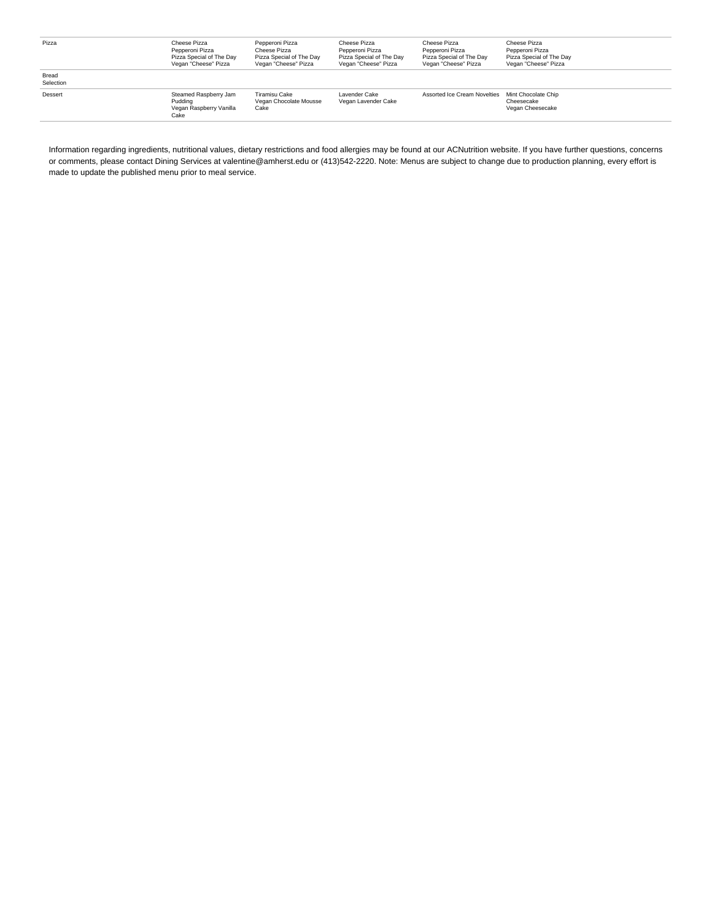| | | | | | |
|---|---|---|---|---|---|
| Pizza | Cheese Pizza<br>Pepperoni Pizza<br>Pizza Special of The Day<br>Vegan "Cheese" Pizza | Pepperoni Pizza<br>Cheese Pizza<br>Pizza Special of The Day<br>Vegan "Cheese" Pizza | Cheese Pizza<br>Pepperoni Pizza<br>Pizza Special of The Day<br>Vegan "Cheese" Pizza | Cheese Pizza<br>Pepperoni Pizza<br>Pizza Special of The Day<br>Vegan "Cheese" Pizza | Cheese Pizza<br>Pepperoni Pizza<br>Pizza Special of The Day<br>Vegan "Cheese" Pizza |
| Bread Selection | | | | | |
| Dessert | Steamed Raspberry Jam Pudding<br>Vegan Raspberry Vanilla Cake | Tiramisu Cake<br>Vegan Chocolate Mousse Cake | Lavender Cake<br>Vegan Lavender Cake | Assorted Ice Cream Novelties | Mint Chocolate Chip Cheesecake<br>Vegan Cheesecake |

Information regarding ingredients, nutritional values, dietary restrictions and food allergies may be found at our ACNutrition website. If you have further questions, concerns or comments, please contact Dining Services at valentine@amherst.edu or (413)542-2220. Note: Menus are subject to change due to production planning, every effort is made to update the published menu prior to meal service.